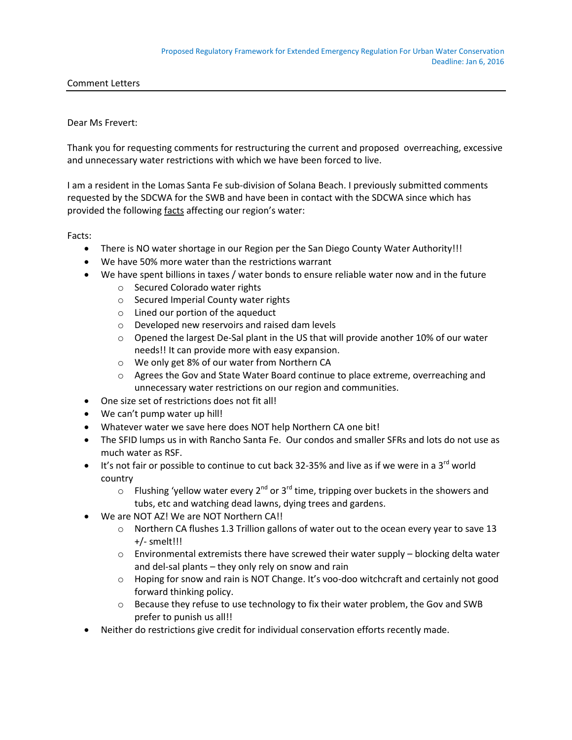Proposed Regulatory Framework for Extended Emergency Regulation For Urban Water Conservation
Deadline: Jan 6, 2016

Comment Letters

Dear Ms Frevert:

Thank you for requesting comments for restructuring the current and proposed overreaching, excessive and unnecessary water restrictions with which we have been forced to live.

I am a resident in the Lomas Santa Fe sub-division of Solana Beach. I previously submitted comments requested by the SDCWA for the SWB and have been in contact with the SDCWA since which has provided the following <u>facts</u> affecting our region's water:

Facts:

- There is NO water shortage in our Region per the San Diego County Water Authority!!!
- We have 50% more water than the restrictions warrant
- We have spent billions in taxes / water bonds to ensure reliable water now and in the future
  - Secured Colorado water rights
  - Secured Imperial County water rights
  - Lined our portion of the aqueduct
  - Developed new reservoirs and raised dam levels
  - Opened the largest De-Sal plant in the US that will provide another 10% of our water needs!! It can provide more with easy expansion.
  - We only get 8% of our water from Northern CA
  - Agrees the Gov and State Water Board continue to place extreme, overreaching and unnecessary water restrictions on our region and communities.
- One size set of restrictions does not fit all!
- We can't pump water up hill!
- Whatever water we save here does NOT help Northern CA one bit!
- The SFID lumps us in with Rancho Santa Fe. Our condos and smaller SFRs and lots do not use as much water as RSF.
- It's not fair or possible to continue to cut back 32-35% and live as if we were in a 3rd world country
  - Flushing 'yellow water every 2nd or 3rd time, tripping over buckets in the showers and tubs, etc and watching dead lawns, dying trees and gardens.
- We are NOT AZ! We are NOT Northern CA!!
  - Northern CA flushes 1.3 Trillion gallons of water out to the ocean every year to save 13 +/- smelt!!!
  - Environmental extremists there have screwed their water supply – blocking delta water and del-sal plants – they only rely on snow and rain
  - Hoping for snow and rain is NOT Change. It's voo-doo witchcraft and certainly not good forward thinking policy.
  - Because they refuse to use technology to fix their water problem, the Gov and SWB prefer to punish us all!!
- Neither do restrictions give credit for individual conservation efforts recently made.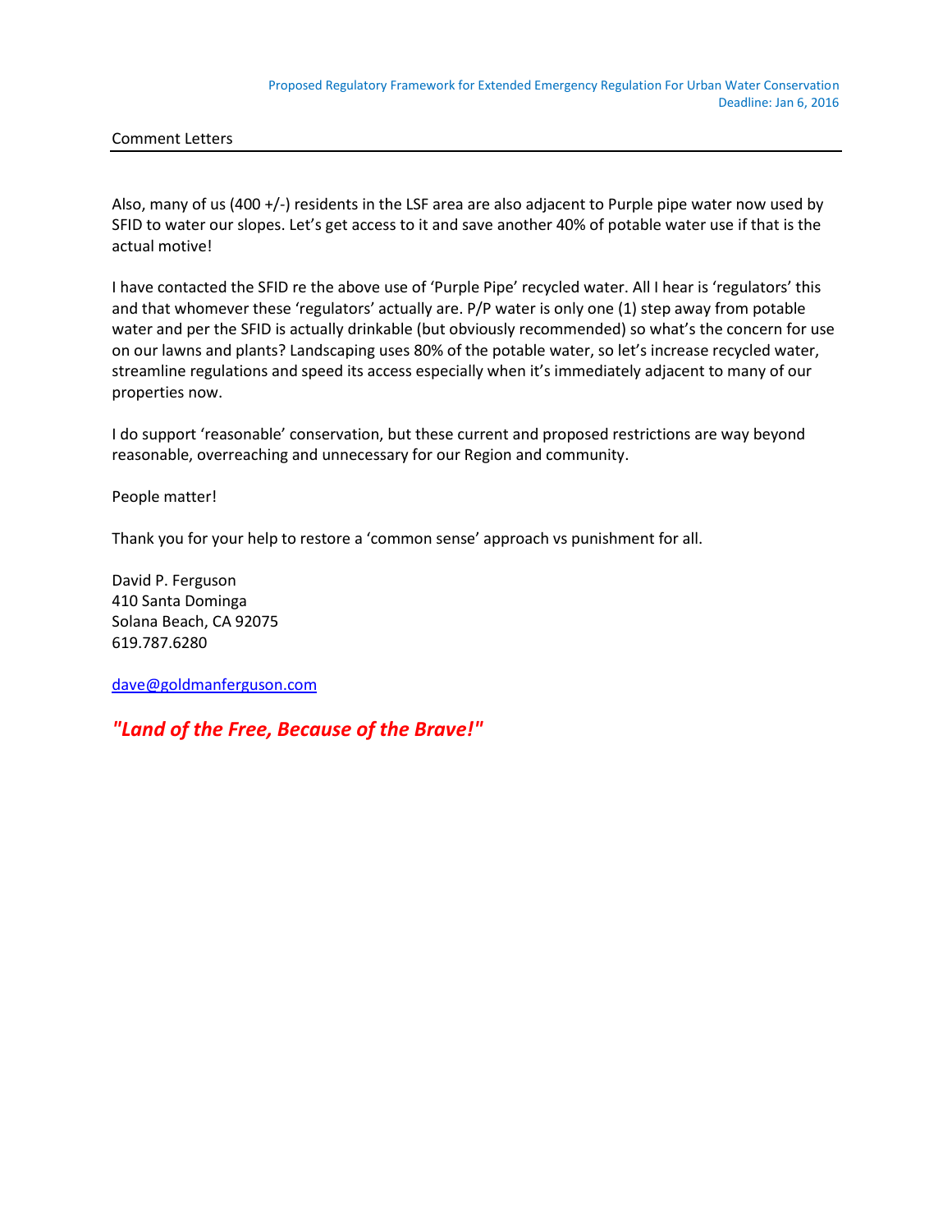Comment Letters

Also, many of us (400 +/-) residents in the LSF area are also adjacent to Purple pipe water now used by SFID to water our slopes. Let's get access to it and save another 40% of potable water use if that is the actual motive!

I have contacted the SFID re the above use of 'Purple Pipe' recycled water. All I hear is 'regulators' this and that whomever these 'regulators' actually are. P/P water is only one (1) step away from potable water and per the SFID is actually drinkable (but obviously recommended) so what's the concern for use on our lawns and plants? Landscaping uses 80% of the potable water, so let's increase recycled water, streamline regulations and speed its access especially when it's immediately adjacent to many of our properties now.

I do support 'reasonable' conservation, but these current and proposed restrictions are way beyond reasonable, overreaching and unnecessary for our Region and community.

People matter!

Thank you for your help to restore a 'common sense' approach vs punishment for all.

David P. Ferguson
410 Santa Dominga
Solana Beach, CA 92075
619.787.6280

dave@goldmanferguson.com

***"Land of the Free, Because of the Brave!"***